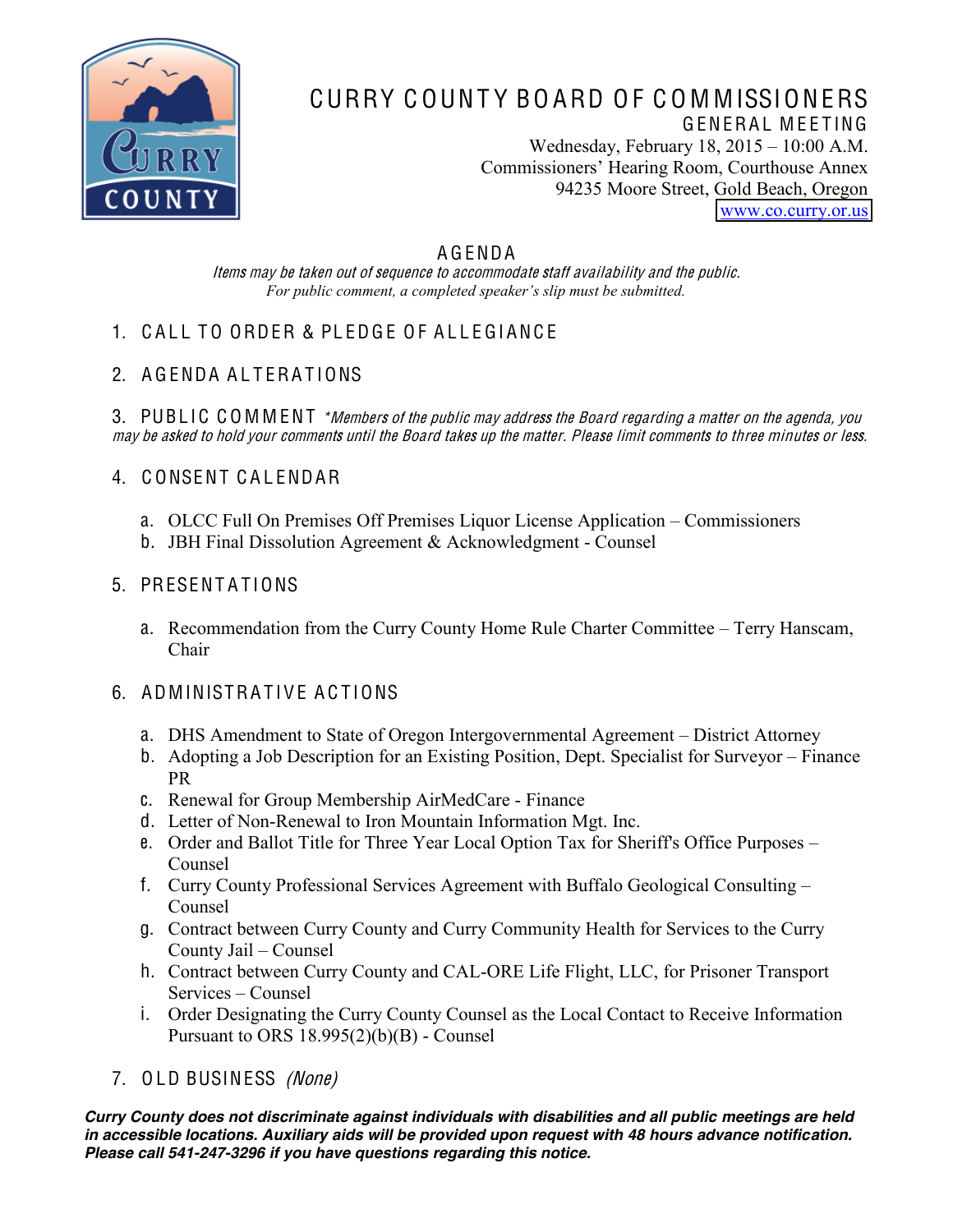# CURRY COUNTY BOARD OF COMMISSIONERS

GENERAL MEETING

Wednesday, February 18, 2015 – 10:00 A.M.
Commissioners' Hearing Room, Courthouse Annex
94235 Moore Street, Gold Beach, Oregon
www.co.curry.or.us

## AGENDA

*Items may be taken out of sequence to accommodate staff availability and the public.*
*For public comment, a completed speaker's slip must be submitted.*

1. CALL TO ORDER & PLEDGE OF ALLEGIANCE

2. AGENDA ALTERATIONS

3. PUBLIC COMMENT *\*Members of the public may address the Board regarding a matter on the agenda, you may be asked to hold your comments until the Board takes up the matter. Please limit comments to three minutes or less.*

4. CONSENT CALENDAR

   a. OLCC Full On Premises Off Premises Liquor License Application – Commissioners
   b. JBH Final Dissolution Agreement & Acknowledgment - Counsel

5. PRESENTATIONS

   a. Recommendation from the Curry County Home Rule Charter Committee – Terry Hanscam, Chair

6. ADMINISTRATIVE ACTIONS

   a. DHS Amendment to State of Oregon Intergovernmental Agreement – District Attorney
   b. Adopting a Job Description for an Existing Position, Dept. Specialist for Surveyor – Finance PR
   c. Renewal for Group Membership AirMedCare - Finance
   d. Letter of Non-Renewal to Iron Mountain Information Mgt. Inc.
   e. Order and Ballot Title for Three Year Local Option Tax for Sheriff's Office Purposes – Counsel
   f. Curry County Professional Services Agreement with Buffalo Geological Consulting – Counsel
   g. Contract between Curry County and Curry Community Health for Services to the Curry County Jail – Counsel
   h. Contract between Curry County and CAL-ORE Life Flight, LLC, for Prisoner Transport Services – Counsel
   i. Order Designating the Curry County Counsel as the Local Contact to Receive Information Pursuant to ORS 18.995(2)(b)(B) - Counsel

7. OLD BUSINESS *(None)*

***Curry County does not discriminate against individuals with disabilities and all public meetings are held in accessible locations. Auxiliary aids will be provided upon request with 48 hours advance notification. Please call 541-247-3296 if you have questions regarding this notice.***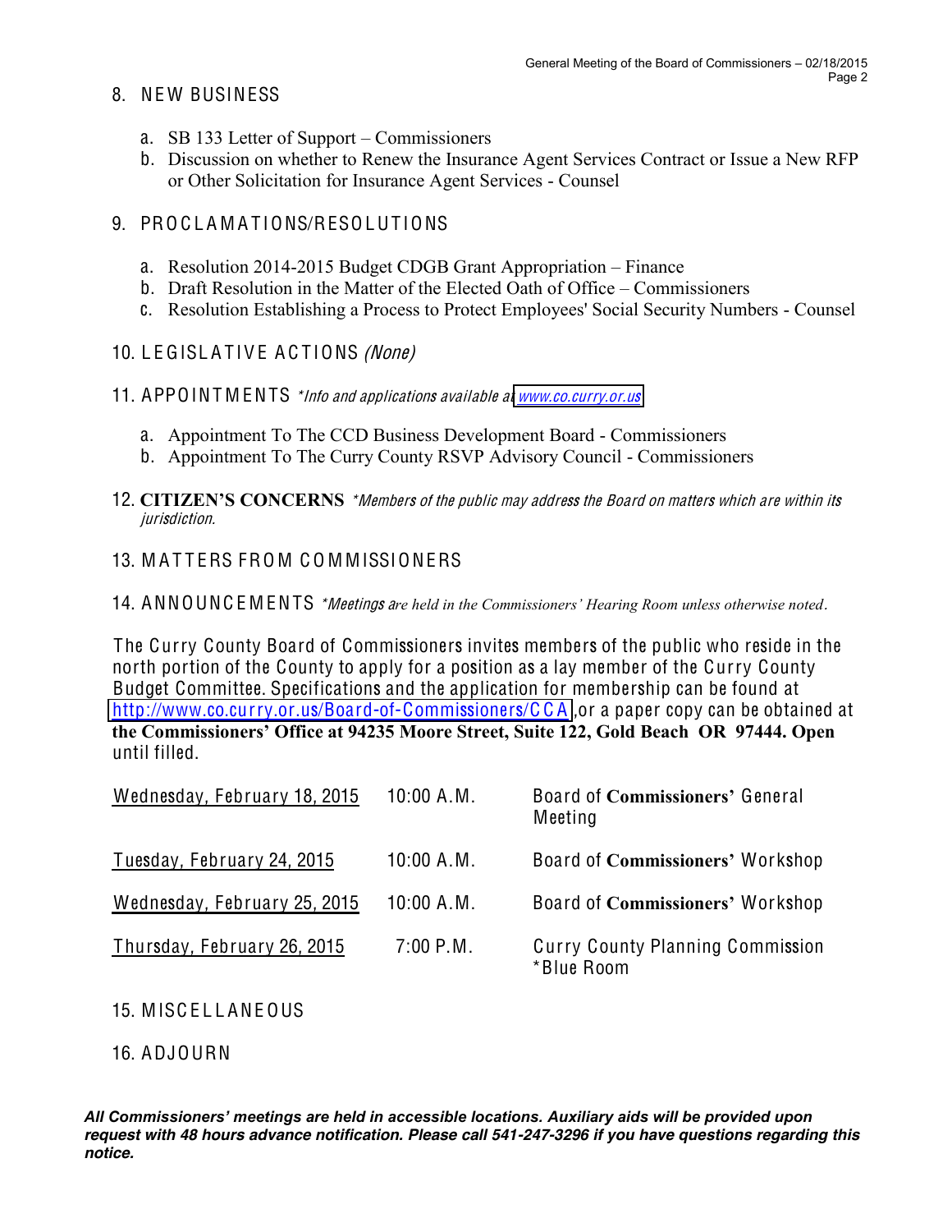## 8. NEW BUSINESS

a. SB 133 Letter of Support – Commissioners
b. Discussion on whether to Renew the Insurance Agent Services Contract or Issue a New RFP or Other Solicitation for Insurance Agent Services - Counsel

## 9. PROCLAMATIONS/RESOLUTIONS

a. Resolution 2014-2015 Budget CDGB Grant Appropriation – Finance
b. Draft Resolution in the Matter of the Elected Oath of Office – Commissioners
c. Resolution Establishing a Process to Protect Employees' Social Security Numbers - Counsel

## 10. LEGISLATIVE ACTIONS *(None)*

## 11. APPOINTMENTS *\*Info and applications available at www.co.curry.or.us*

a. Appointment To The CCD Business Development Board - Commissioners
b. Appointment To The Curry County RSVP Advisory Council - Commissioners

## 12. CITIZEN'S CONCERNS *\*Members of the public may address the Board on matters which are within its jurisdiction.*

## 13. MATTERS FROM COMMISSIONERS

## 14. ANNOUNCEMENTS *\*Meetings are held in the Commissioners' Hearing Room unless otherwise noted.*

The Curry County Board of Commissioners invites members of the public who reside in the north portion of the County to apply for a position as a lay member of the Curry County Budget Committee. Specifications and the application for membership can be found at http://www.co.curry.or.us/Board-of-Commissioners/CCA, or a paper copy can be obtained at **the Commissioners' Office at 94235 Moore Street, Suite 122, Gold Beach OR 97444. Open** until filled.

| | | |
|---|---|---|
| Wednesday, February 18, 2015 | 10:00 A.M. | Board of Commissioners' General Meeting |
| Tuesday, February 24, 2015 | 10:00 A.M. | Board of Commissioners' Workshop |
| Wednesday, February 25, 2015 | 10:00 A.M. | Board of Commissioners' Workshop |
| Thursday, February 26, 2015 | 7:00 P.M. | Curry County Planning Commission \*Blue Room |

## 15. MISCELLANEOUS

## 16. ADJOURN

***All Commissioners' meetings are held in accessible locations. Auxiliary aids will be provided upon request with 48 hours advance notification. Please call 541-247-3296 if you have questions regarding this notice.***